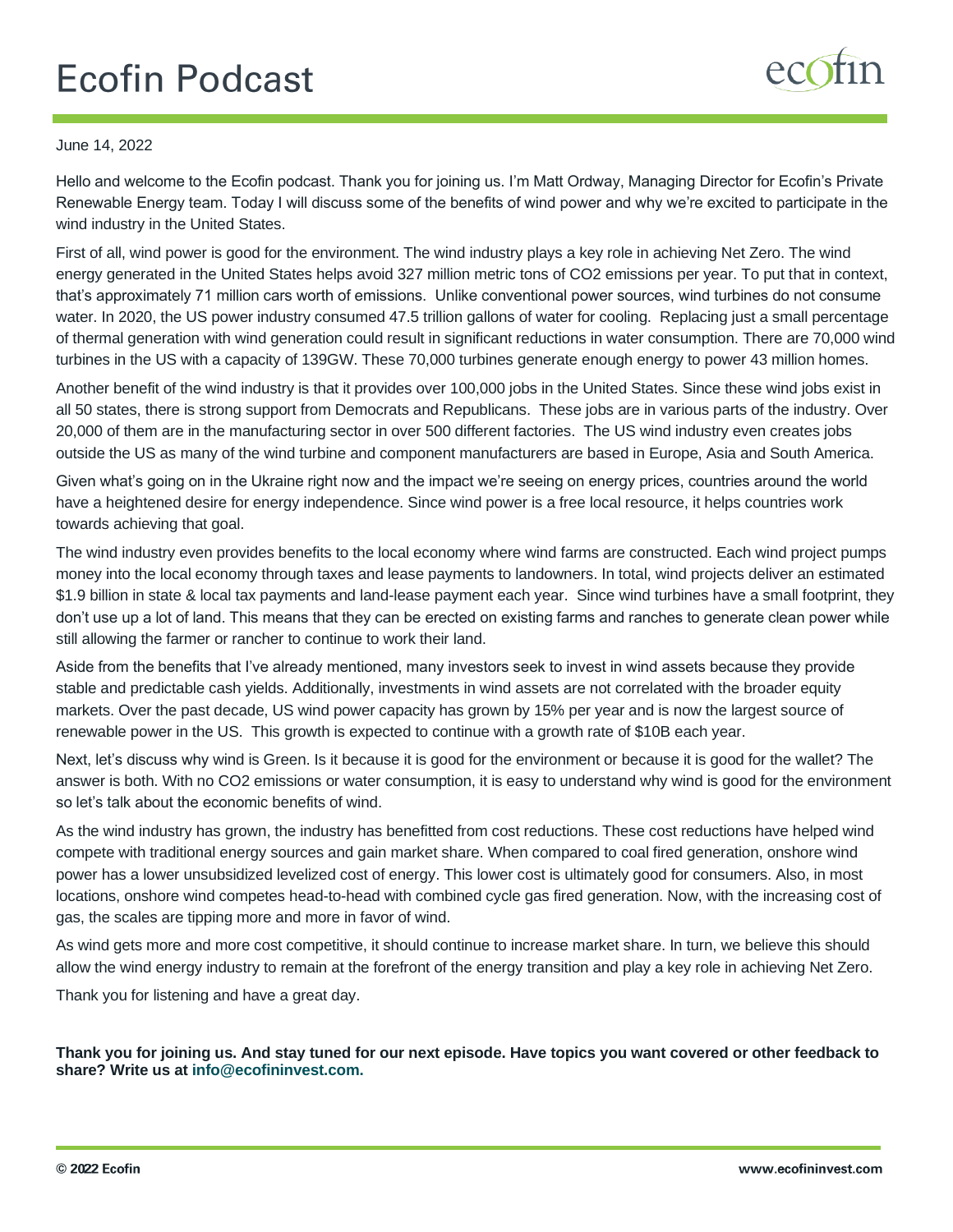# Ecofin Podcast

June 14, 2022

Hello and welcome to the Ecofin podcast. Thank you for joining us. I'm Matt Ordway, Managing Director for Ecofin's Private Renewable Energy team. Today I will discuss some of the benefits of wind power and why we're excited to participate in the wind industry in the United States.

First of all, wind power is good for the environment. The wind industry plays a key role in achieving Net Zero. The wind energy generated in the United States helps avoid 327 million metric tons of $CO_2$ emissions per year. To put that in context, that's approximately 71 million cars worth of emissions. Unlike conventional power sources, wind turbines do not consume water. In 2020, the US power industry consumed 47.5 trillion gallons of water for cooling. Replacing just a small percentage of thermal generation with wind generation could result in significant reductions in water consumption. There are 70,000 wind turbines in the US with a capacity of 139GW. These 70,000 turbines generate enough energy to power 43 million homes.

Another benefit of the wind industry is that it provides over 100,000 jobs in the United States. Since these wind jobs exist in all 50 states, there is strong support from Democrats and Republicans. These jobs are in various parts of the industry. Over 20,000 of them are in the manufacturing sector in over 500 different factories. The US wind industry even creates jobs outside the US as many of the wind turbine and component manufacturers are based in Europe, Asia and South America.

Given what's going on in the Ukraine right now and the impact we're seeing on energy prices, countries around the world have a heightened desire for energy independence. Since wind power is a free local resource, it helps countries work towards achieving that goal.

The wind industry even provides benefits to the local economy where wind farms are constructed. Each wind project pumps money into the local economy through taxes and lease payments to landowners. In total, wind projects deliver an estimated $1.9 billion in state & local tax payments and land-lease payment each year. Since wind turbines have a small footprint, they don't use up a lot of land. This means that they can be erected on existing farms and ranches to generate clean power while still allowing the farmer or rancher to continue to work their land.

Aside from the benefits that I've already mentioned, many investors seek to invest in wind assets because they provide stable and predictable cash yields. Additionally, investments in wind assets are not correlated with the broader equity markets. Over the past decade, US wind power capacity has grown by 15% per year and is now the largest source of renewable power in the US. This growth is expected to continue with a growth rate of $10B each year.

Next, let's discuss why wind is Green. Is it because it is good for the environment or because it is good for the wallet? The answer is both. With no $CO_2$ emissions or water consumption, it is easy to understand why wind is good for the environment so let's talk about the economic benefits of wind.

As the wind industry has grown, the industry has benefitted from cost reductions. These cost reductions have helped wind compete with traditional energy sources and gain market share. When compared to coal fired generation, onshore wind power has a lower unsubsidized levelized cost of energy. This lower cost is ultimately good for consumers. Also, in most locations, onshore wind competes head-to-head with combined cycle gas fired generation. Now, with the increasing cost of gas, the scales are tipping more and more in favor of wind.

As wind gets more and more cost competitive, it should continue to increase market share. In turn, we believe this should allow the wind energy industry to remain at the forefront of the energy transition and play a key role in achieving Net Zero.

Thank you for listening and have a great day.

**Thank you for joining us. And stay tuned for our next episode. Have topics you want covered or other feedback to share? Write us at info@ecofininvest.com.**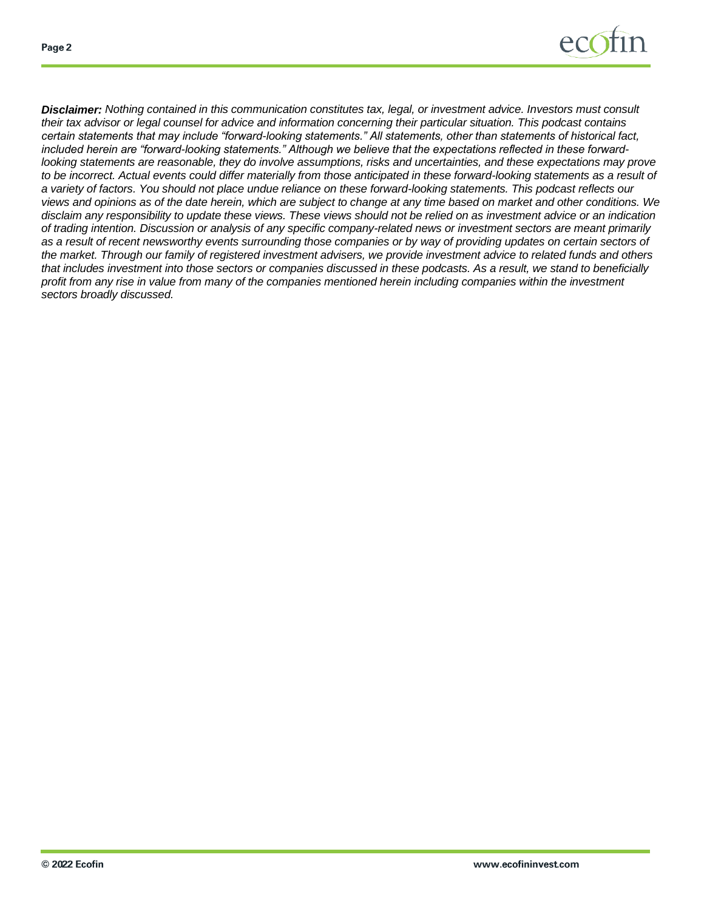***Disclaimer:*** *Nothing contained in this communication constitutes tax, legal, or investment advice. Investors must consult their tax advisor or legal counsel for advice and information concerning their particular situation. This podcast contains certain statements that may include "forward-looking statements." All statements, other than statements of historical fact, included herein are "forward-looking statements." Although we believe that the expectations reflected in these forward-looking statements are reasonable, they do involve assumptions, risks and uncertainties, and these expectations may prove to be incorrect. Actual events could differ materially from those anticipated in these forward-looking statements as a result of a variety of factors. You should not place undue reliance on these forward-looking statements. This podcast reflects our views and opinions as of the date herein, which are subject to change at any time based on market and other conditions. We disclaim any responsibility to update these views. These views should not be relied on as investment advice or an indication of trading intention. Discussion or analysis of any specific company-related news or investment sectors are meant primarily as a result of recent newsworthy events surrounding those companies or by way of providing updates on certain sectors of the market. Through our family of registered investment advisers, we provide investment advice to related funds and others that includes investment into those sectors or companies discussed in these podcasts. As a result, we stand to beneficially profit from any rise in value from many of the companies mentioned herein including companies within the investment sectors broadly discussed.*